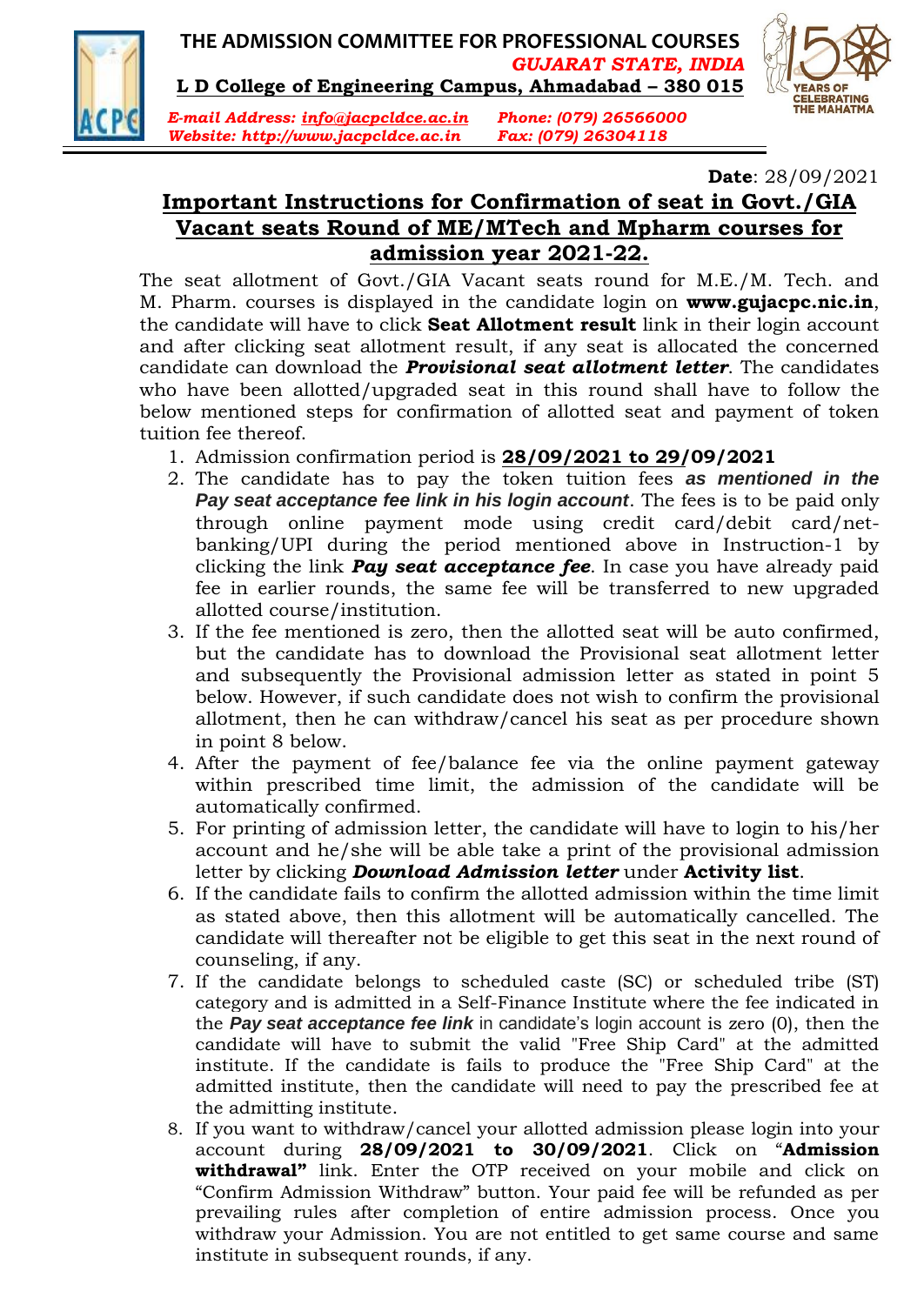# THE ADMISSION COMMITTEE FOR PROFESSIONAL COURSES

***GUJARAT STATE, INDIA***

**L D College of Engineering Campus, Ahmadabad – 380 015**

*E-mail Address: info@jacpcldce.ac.in* *Phone: (079) 26566000*
*Website: http://www.jacpcldce.ac.in* *Fax: (079) 26304118*

**Date**: 28/09/2021

## Important Instructions for Confirmation of seat in Govt./GIA Vacant seats Round of ME/MTech and Mpharm courses for admission year 2021-22.

The seat allotment of Govt./GIA Vacant seats round for M.E./M. Tech. and M. Pharm. courses is displayed in the candidate login on **www.gujacpc.nic.in**, the candidate will have to click **Seat Allotment result** link in their login account and after clicking seat allotment result, if any seat is allocated the concerned candidate can download the ***Provisional seat allotment letter***. The candidates who have been allotted/upgraded seat in this round shall have to follow the below mentioned steps for confirmation of allotted seat and payment of token tuition fee thereof.

1. Admission confirmation period is **28/09/2021 to 29/09/2021**
2. The candidate has to pay the token tuition fees ***as mentioned in the Pay seat acceptance fee link in his login account***. The fees is to be paid only through online payment mode using credit card/debit card/net-banking/UPI during the period mentioned above in Instruction-1 by clicking the link ***Pay seat acceptance fee***. In case you have already paid fee in earlier rounds, the same fee will be transferred to new upgraded allotted course/institution.
3. If the fee mentioned is zero, then the allotted seat will be auto confirmed, but the candidate has to download the Provisional seat allotment letter and subsequently the Provisional admission letter as stated in point 5 below. However, if such candidate does not wish to confirm the provisional allotment, then he can withdraw/cancel his seat as per procedure shown in point 8 below.
4. After the payment of fee/balance fee via the online payment gateway within prescribed time limit, the admission of the candidate will be automatically confirmed.
5. For printing of admission letter, the candidate will have to login to his/her account and he/she will be able take a print of the provisional admission letter by clicking ***Download Admission letter*** under **Activity list**.
6. If the candidate fails to confirm the allotted admission within the time limit as stated above, then this allotment will be automatically cancelled. The candidate will thereafter not be eligible to get this seat in the next round of counseling, if any.
7. If the candidate belongs to scheduled caste (SC) or scheduled tribe (ST) category and is admitted in a Self-Finance Institute where the fee indicated in the ***Pay seat acceptance fee link*** in candidate's login account is zero (0), then the candidate will have to submit the valid "Free Ship Card" at the admitted institute. If the candidate is fails to produce the "Free Ship Card" at the admitted institute, then the candidate will need to pay the prescribed fee at the admitting institute.
8. If you want to withdraw/cancel your allotted admission please login into your account during **28/09/2021 to 30/09/2021**. Click on "**Admission withdrawal"** link. Enter the OTP received on your mobile and click on "Confirm Admission Withdraw" button. Your paid fee will be refunded as per prevailing rules after completion of entire admission process. Once you withdraw your Admission. You are not entitled to get same course and same institute in subsequent rounds, if any.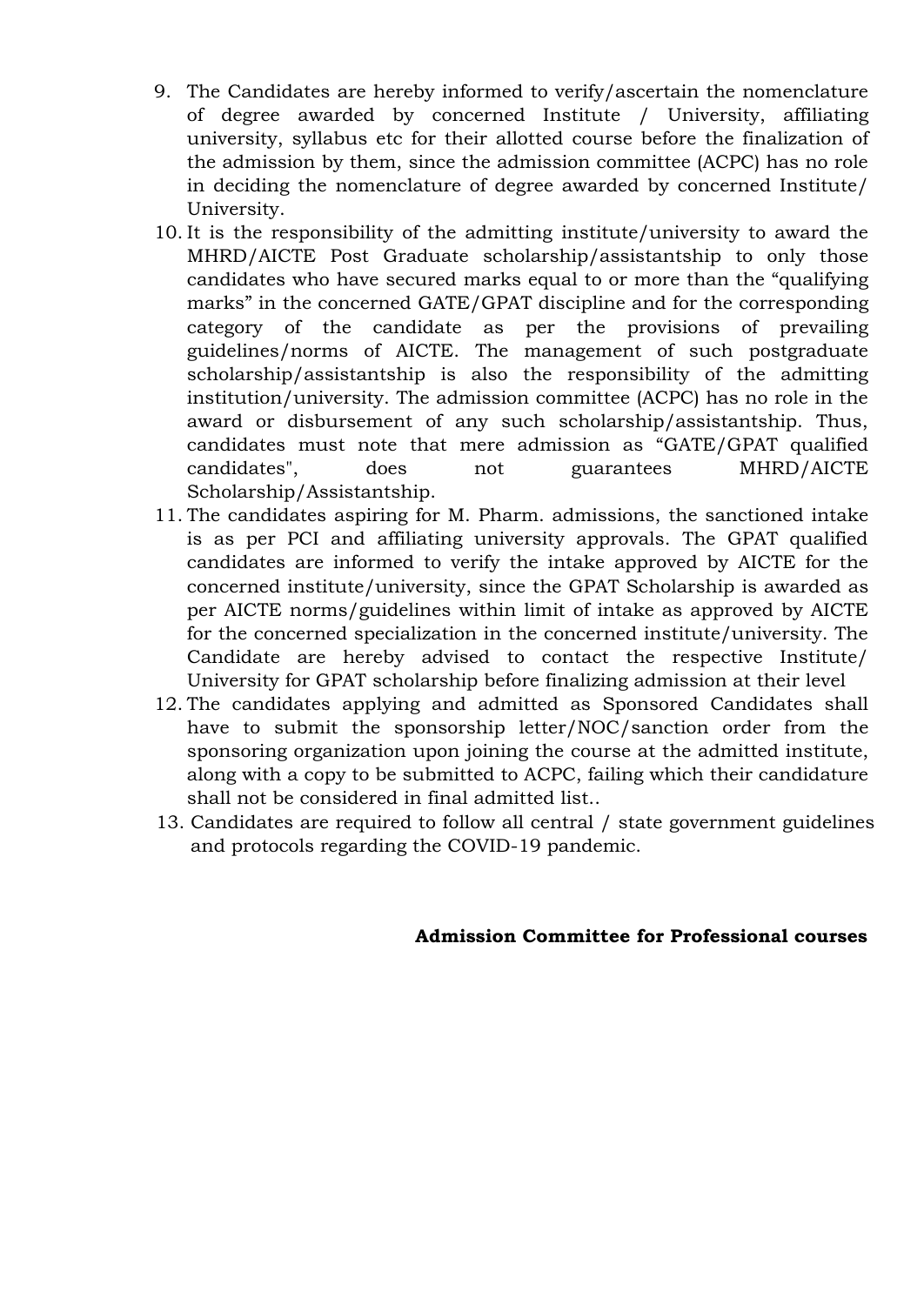9. The Candidates are hereby informed to verify/ascertain the nomenclature of degree awarded by concerned Institute / University, affiliating university, syllabus etc for their allotted course before the finalization of the admission by them, since the admission committee (ACPC) has no role in deciding the nomenclature of degree awarded by concerned Institute/ University.
10. It is the responsibility of the admitting institute/university to award the MHRD/AICTE Post Graduate scholarship/assistantship to only those candidates who have secured marks equal to or more than the "qualifying marks" in the concerned GATE/GPAT discipline and for the corresponding category of the candidate as per the provisions of prevailing guidelines/norms of AICTE. The management of such postgraduate scholarship/assistantship is also the responsibility of the admitting institution/university. The admission committee (ACPC) has no role in the award or disbursement of any such scholarship/assistantship. Thus, candidates must note that mere admission as "GATE/GPAT qualified candidates", does not guarantees MHRD/AICTE Scholarship/Assistantship.
11. The candidates aspiring for M. Pharm. admissions, the sanctioned intake is as per PCI and affiliating university approvals. The GPAT qualified candidates are informed to verify the intake approved by AICTE for the concerned institute/university, since the GPAT Scholarship is awarded as per AICTE norms/guidelines within limit of intake as approved by AICTE for the concerned specialization in the concerned institute/university. The Candidate are hereby advised to contact the respective Institute/ University for GPAT scholarship before finalizing admission at their level
12. The candidates applying and admitted as Sponsored Candidates shall have to submit the sponsorship letter/NOC/sanction order from the sponsoring organization upon joining the course at the admitted institute, along with a copy to be submitted to ACPC, failing which their candidature shall not be considered in final admitted list..
13. Candidates are required to follow all central / state government guidelines and protocols regarding the COVID-19 pandemic.

**Admission Committee for Professional courses**